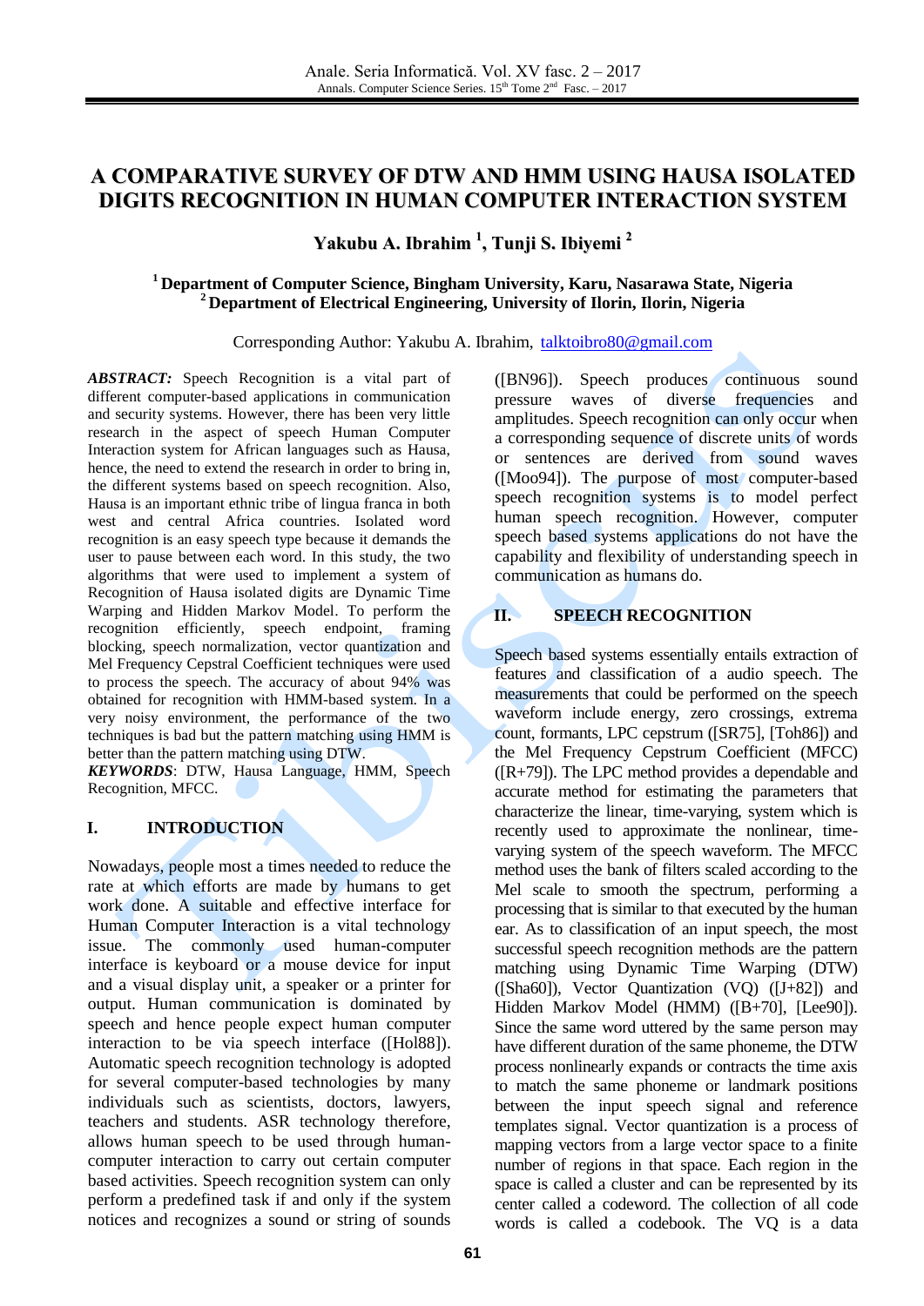# A COMPARATIVE SURVEY OF DTW AND HMM USING HAUSA ISOLATED DIGITS RECOGNITION IN HUMAN COMPUTER INTERACTION SYSTEM

**Yakubu A. Ibrahim [1], Tunji S. Ibiyemi [2]**

**[1] Department of Computer Science, Bingham University, Karu, Nasarawa State, Nigeria**
**[2] Department of Electrical Engineering, University of Ilorin, Ilorin, Nigeria**

Corresponding Author: Yakubu A. Ibrahim, talktoibro80@gmail.com

***ABSTRACT:*** Speech Recognition is a vital part of different computer-based applications in communication and security systems. However, there has been very little research in the aspect of speech Human Computer Interaction system for African languages such as Hausa, hence, the need to extend the research in order to bring in, the different systems based on speech recognition. Also, Hausa is an important ethnic tribe of lingua franca in both west and central Africa countries. Isolated word recognition is an easy speech type because it demands the user to pause between each word. In this study, the two algorithms that were used to implement a system of Recognition of Hausa isolated digits are Dynamic Time Warping and Hidden Markov Model. To perform the recognition efficiently, speech endpoint, framing blocking, speech normalization, vector quantization and Mel Frequency Cepstral Coefficient techniques were used to process the speech. The accuracy of about 94% was obtained for recognition with HMM-based system. In a very noisy environment, the performance of the two techniques is bad but the pattern matching using HMM is better than the pattern matching using DTW.

***KEYWORDS***: DTW, Hausa Language, HMM, Speech Recognition, MFCC.

## I. INTRODUCTION

Nowadays, people most a times needed to reduce the rate at which efforts are made by humans to get work done. A suitable and effective interface for Human Computer Interaction is a vital technology issue. The commonly used human-computer interface is keyboard or a mouse device for input and a visual display unit, a speaker or a printer for output. Human communication is dominated by speech and hence people expect human computer interaction to be via speech interface ([Hol88]). Automatic speech recognition technology is adopted for several computer-based technologies by many individuals such as scientists, doctors, lawyers, teachers and students. ASR technology therefore, allows human speech to be used through human-computer interaction to carry out certain computer based activities. Speech recognition system can only perform a predefined task if and only if the system notices and recognizes a sound or string of sounds ([BN96]). Speech produces continuous sound pressure waves of diverse frequencies and amplitudes. Speech recognition can only occur when a corresponding sequence of discrete units of words or sentences are derived from sound waves ([Moo94]). The purpose of most computer-based speech recognition systems is to model perfect human speech recognition. However, computer speech based systems applications do not have the capability and flexibility of understanding speech in communication as humans do.

## II. SPEECH RECOGNITION

Speech based systems essentially entails extraction of features and classification of a audio speech. The measurements that could be performed on the speech waveform include energy, zero crossings, extrema count, formants, LPC cepstrum ([SR75], [Toh86]) and the Mel Frequency Cepstrum Coefficient (MFCC) ([R+79]). The LPC method provides a dependable and accurate method for estimating the parameters that characterize the linear, time-varying, system which is recently used to approximate the nonlinear, time-varying system of the speech waveform. The MFCC method uses the bank of filters scaled according to the Mel scale to smooth the spectrum, performing a processing that is similar to that executed by the human ear. As to classification of an input speech, the most successful speech recognition methods are the pattern matching using Dynamic Time Warping (DTW) ([Sha60]), Vector Quantization (VQ) ([J+82]) and Hidden Markov Model (HMM) ([B+70], [Lee90]). Since the same word uttered by the same person may have different duration of the same phoneme, the DTW process nonlinearly expands or contracts the time axis to match the same phoneme or landmark positions between the input speech signal and reference templates signal. Vector quantization is a process of mapping vectors from a large vector space to a finite number of regions in that space. Each region in the space is called a cluster and can be represented by its center called a codeword. The collection of all code words is called a codebook. The VQ is a data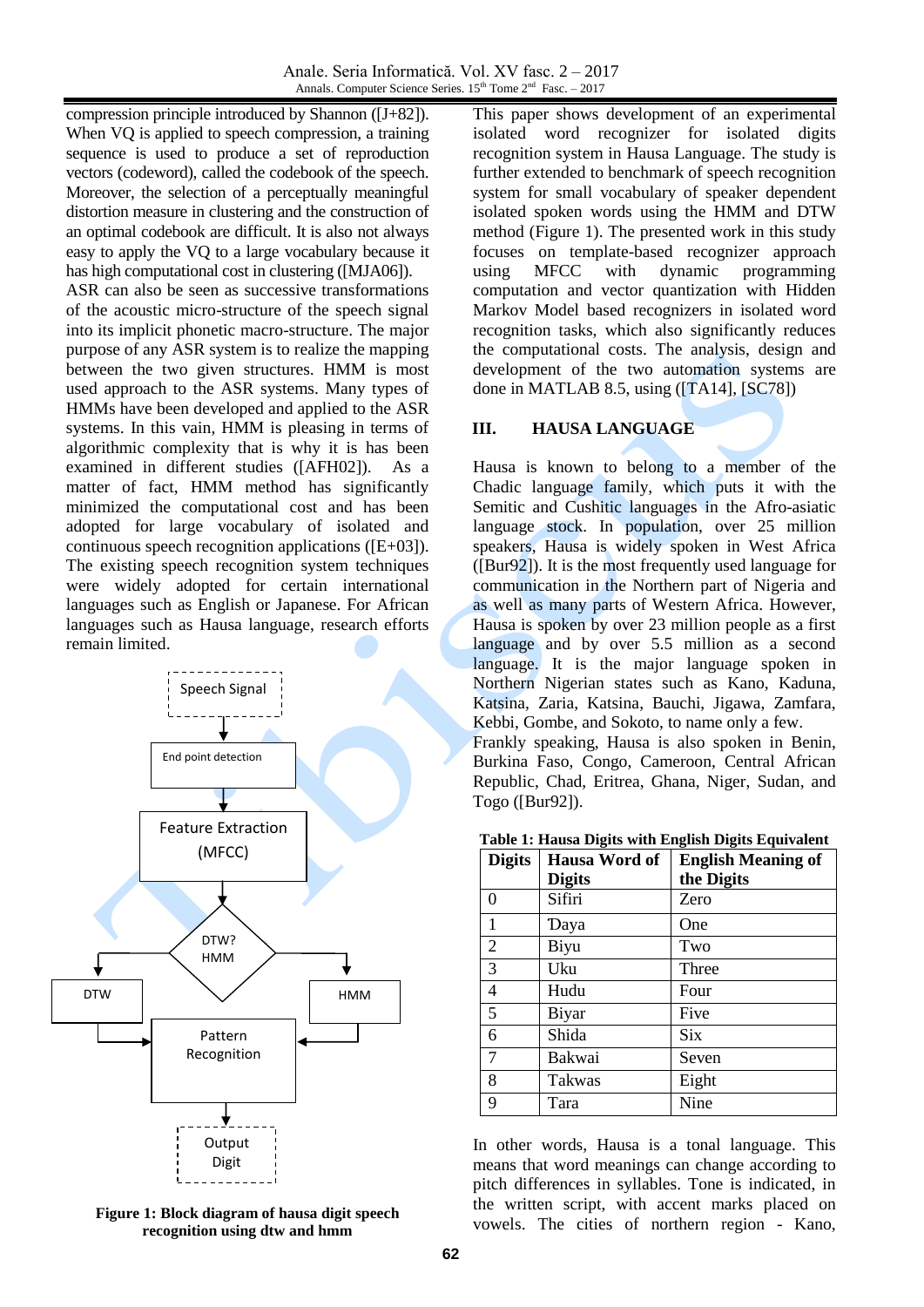compression principle introduced by Shannon ([J+82]). When VQ is applied to speech compression, a training sequence is used to produce a set of reproduction vectors (codeword), called the codebook of the speech. Moreover, the selection of a perceptually meaningful distortion measure in clustering and the construction of an optimal codebook are difficult. It is also not always easy to apply the VQ to a large vocabulary because it has high computational cost in clustering ([MJA06]).

ASR can also be seen as successive transformations of the acoustic micro-structure of the speech signal into its implicit phonetic macro-structure. The major purpose of any ASR system is to realize the mapping between the two given structures. HMM is most used approach to the ASR systems. Many types of HMMs have been developed and applied to the ASR systems. In this vain, HMM is pleasing in terms of algorithmic complexity that is why it is has been examined in different studies ([AFH02]). As a matter of fact, HMM method has significantly minimized the computational cost and has been adopted for large vocabulary of isolated and continuous speech recognition applications ([E+03]). The existing speech recognition system techniques were widely adopted for certain international languages such as English or Japanese. For African languages such as Hausa language, research efforts remain limited.

Speech Signal → End point detection → Feature Extraction (MFCC) → DTW? HMM → DTW / HMM → Pattern Recognition → Output Digit

**Figure 1: Block diagram of hausa digit speech recognition using dtw and hmm**

This paper shows development of an experimental isolated word recognizer for isolated digits recognition system in Hausa Language. The study is further extended to benchmark of speech recognition system for small vocabulary of speaker dependent isolated spoken words using the HMM and DTW method (Figure 1). The presented work in this study focuses on template-based recognizer approach using MFCC with dynamic programming computation and vector quantization with Hidden Markov Model based recognizers in isolated word recognition tasks, which also significantly reduces the computational costs. The analysis, design and development of the two automation systems are done in MATLAB 8.5, using ([TA14], [SC78])

## III. HAUSA LANGUAGE

Hausa is known to belong to a member of the Chadic language family, which puts it with the Semitic and Cushitic languages in the Afro-asiatic language stock. In population, over 25 million speakers, Hausa is widely spoken in West Africa ([Bur92]). It is the most frequently used language for communication in the Northern part of Nigeria and as well as many parts of Western Africa. However, Hausa is spoken by over 23 million people as a first language and by over 5.5 million as a second language. It is the major language spoken in Northern Nigerian states such as Kano, Kaduna, Katsina, Zaria, Katsina, Bauchi, Jigawa, Zamfara, Kebbi, Gombe, and Sokoto, to name only a few.

Frankly speaking, Hausa is also spoken in Benin, Burkina Faso, Congo, Cameroon, Central African Republic, Chad, Eritrea, Ghana, Niger, Sudan, and Togo ([Bur92]).

**Table 1: Hausa Digits with English Digits Equivalent**

| Digits | Hausa Word of Digits | English Meaning of the Digits |
|---|---|---|
| 0 | Sifiri | Zero |
| 1 | Ɗaya | One |
| 2 | Biyu | Two |
| 3 | Uku | Three |
| 4 | Hudu | Four |
| 5 | Biyar | Five |
| 6 | Shida | Six |
| 7 | Bakwai | Seven |
| 8 | Takwas | Eight |
| 9 | Tara | Nine |

In other words, Hausa is a tonal language. This means that word meanings can change according to pitch differences in syllables. Tone is indicated, in the written script, with accent marks placed on vowels. The cities of northern region - Kano,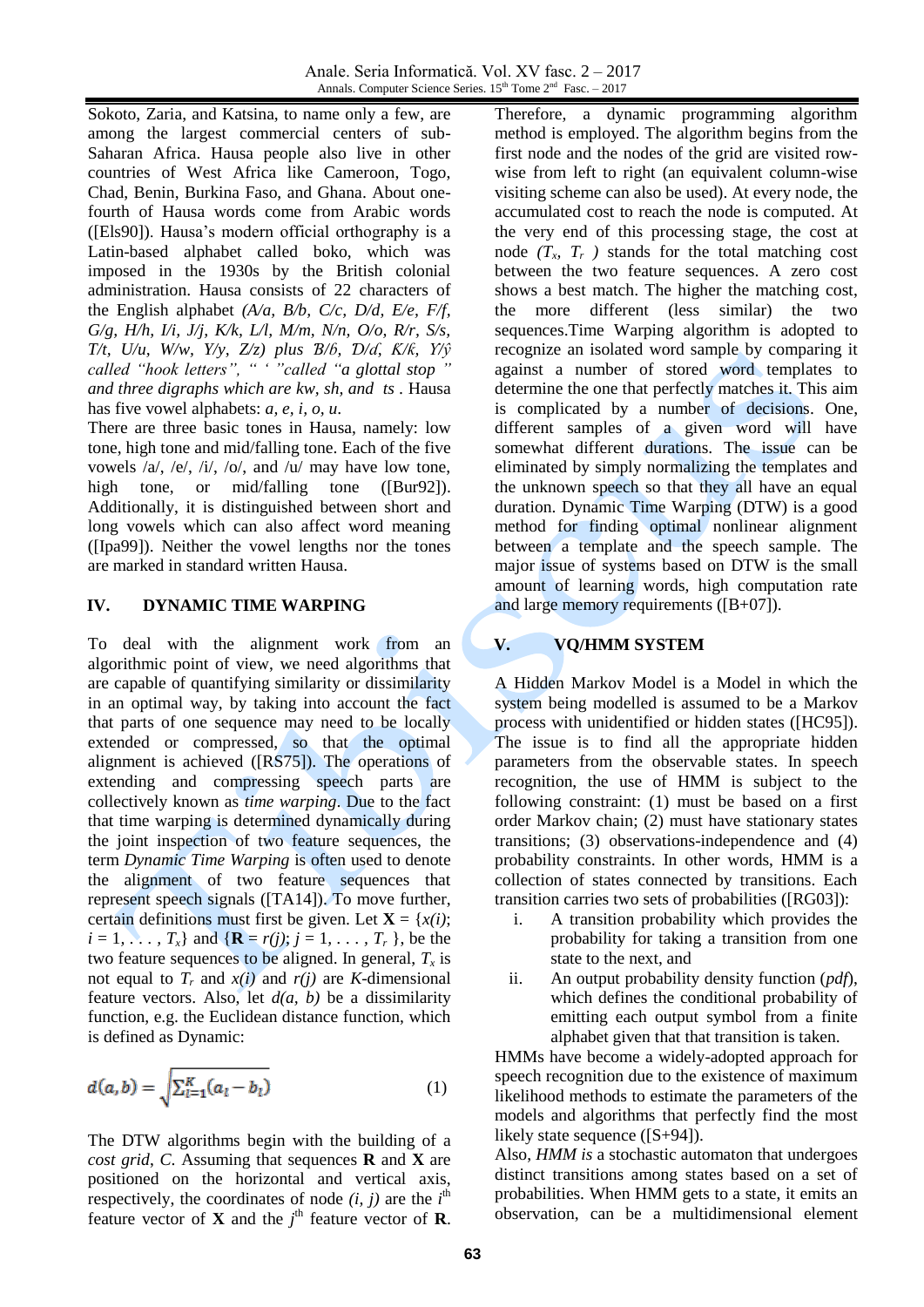Sokoto, Zaria, and Katsina, to name only a few, are among the largest commercial centers of sub-Saharan Africa. Hausa people also live in other countries of West Africa like Cameroun, Togo, Chad, Benin, Burkina Faso, and Ghana. About one-fourth of Hausa words come from Arabic words ([Els90]). Hausa's modern official orthography is a Latin-based alphabet called boko, which was imposed in the 1930s by the British colonial administration. Hausa consists of 22 characters of the English alphabet *(A/a, B/b, C/c, D/d, E/e, F/f, G/g, H/h, I/i, J/j, K/k, L/l, M/m, N/n, O/o, R/r, S/s, T/t, U/u, W/w, Y/y, Z/z) plus Ɓ/ɓ, Ɗ/ɗ, Ƙ/ƙ, Y/ƴ called "hook letters", " ' "called "a glottal stop " and three digraphs which are kw, sh, and ts* . Hausa has five vowel alphabets: *a, e, i, o, u*.

There are three basic tones in Hausa, namely: low tone, high tone and mid/falling tone. Each of the five vowels /a/, /e/, /i/, /o/, and /u/ may have low tone, high tone, or mid/falling tone ([Bur92]). Additionally, it is distinguished between short and long vowels which can also affect word meaning ([Ipa99]). Neither the vowel lengths nor the tones are marked in standard written Hausa.

## IV. DYNAMIC TIME WARPING

To deal with the alignment work from an algorithmic point of view, we need algorithms that are capable of quantifying similarity or dissimilarity in an optimal way, by taking into account the fact that parts of one sequence may need to be locally extended or compressed, so that the optimal alignment is achieved ([RS75]). The operations of extending and compressing speech parts are collectively known as *time warping*. Due to the fact that time warping is determined dynamically during the joint inspection of two feature sequences, the term *Dynamic Time Warping* is often used to denote the alignment of two feature sequences that represent speech signals ([TA14]). To move further, certain definitions must first be given. Let $\mathbf{X} = \{x(i); i = 1, \ldots, T_x\}$ and $\{\mathbf{R} = r(j); j = 1, \ldots, T_r\}$, be the two feature sequences to be aligned. In general, $T_x$ is not equal to $T_r$ and $x(i)$ and $r(j)$ are $K$-dimensional feature vectors. Also, let $d(a, b)$ be a dissimilarity function, e.g. the Euclidean distance function, which is defined as Dynamic:

$$d(a,b) = \sqrt{\sum_{l=1}^{K}(a_l - b_l)} \tag{1}$$

The DTW algorithms begin with the building of a *cost grid*, *C*. Assuming that sequences **R** and **X** are positioned on the horizontal and vertical axis, respectively, the coordinates of node $(i, j)$ are the $i^{th}$ feature vector of **X** and the $j^{th}$ feature vector of **R**. Therefore, a dynamic programming algorithm method is employed. The algorithm begins from the first node and the nodes of the grid are visited row-wise from left to right (an equivalent column-wise visiting scheme can also be used). At every node, the accumulated cost to reach the node is computed. At the very end of this processing stage, the cost at node $(T_x, T_r)$ stands for the total matching cost between the two feature sequences. A zero cost shows a best match. The higher the matching cost, the more different (less similar) the two sequences.Time Warping algorithm is adopted to recognize an isolated word sample by comparing it against a number of stored word templates to determine the one that perfectly matches it. This aim is complicated by a number of decisions. One, different samples of a given word will have somewhat different durations. The issue can be eliminated by simply normalizing the templates and the unknown speech so that they all have an equal duration. Dynamic Time Warping (DTW) is a good method for finding optimal nonlinear alignment between a template and the speech sample. The major issue of systems based on DTW is the small amount of learning words, high computation rate and large memory requirements ([B+07]).

## V. VQ/HMM SYSTEM

A Hidden Markov Model is a Model in which the system being modelled is assumed to be a Markov process with unidentified or hidden states ([HC95]). The issue is to find all the appropriate hidden parameters from the observable states. In speech recognition, the use of HMM is subject to the following constraint: (1) must be based on a first order Markov chain; (2) must have stationary states transitions; (3) observations-independence and (4) probability constraints. In other words, HMM is a collection of states connected by transitions. Each transition carries two sets of probabilities ([RG03]):

i. A transition probability which provides the probability for taking a transition from one state to the next, and
ii. An output probability density function (*pdf*), which defines the conditional probability of emitting each output symbol from a finite alphabet given that that transition is taken.

HMMs have become a widely-adopted approach for speech recognition due to the existence of maximum likelihood methods to estimate the parameters of the models and algorithms that perfectly find the most likely state sequence ([S+94]).

Also, *HMM is* a stochastic automaton that undergoes distinct transitions among states based on a set of probabilities. When HMM gets to a state, it emits an observation, can be a multidimensional element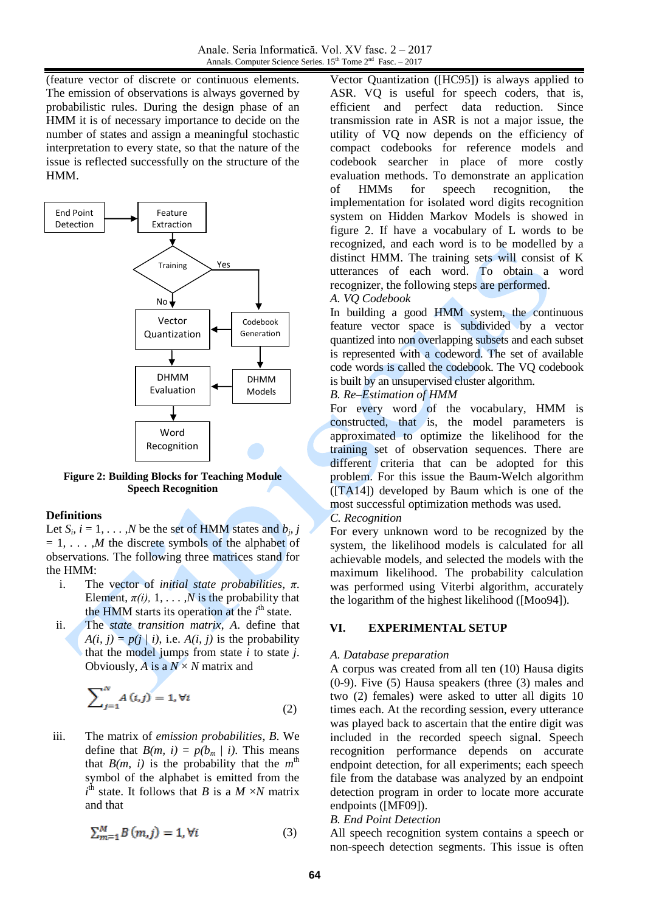(feature vector of discrete or continuous elements. The emission of observations is always governed by probabilistic rules. During the design phase of an HMM it is of necessary importance to decide on the number of states and assign a meaningful stochastic interpretation to every state, so that the nature of the issue is reflected successfully on the structure of the HMM.

End Point Detection → Feature Extraction → Training (Yes → Codebook Generation → DHMM Models; No → Vector Quantization → DHMM Evaluation → Word Recognition)

**Figure 2: Building Blocks for Teaching Module Speech Recognition**

**Definitions**

Let $S_i$, $i = 1, \ldots, N$ be the set of HMM states and $b_j$, $j = 1, \ldots, M$ the discrete symbols of the alphabet of observations. The following three matrices stand for the HMM:

i. The vector of *initial state probabilities*, $\pi$. Element, $\pi(i)$, $1, \ldots, N$ is the probability that the HMM starts its operation at the $i^{th}$ state.

ii. The *state transition matrix*, $A$. define that $A(i, j) = p(j \mid i)$, i.e. $A(i, j)$ is the probability that the model jumps from state $i$ to state $j$. Obviously, $A$ is a $N \times N$ matrix and

$$\sum_{j=1}^{N} A(i,j) = 1, \forall i \qquad (2)$$

iii. The matrix of *emission probabilities*, $B$. We define that $B(m, i) = p(b_m \mid i)$. This means that $B(m, i)$ is the probability that the $m^{th}$ symbol of the alphabet is emitted from the $i^{th}$ state. It follows that $B$ is a $M \times N$ matrix and that

$$\sum_{m=1}^{M} B(m,j) = 1, \forall i \qquad (3)$$

Vector Quantization ([HC95]) is always applied to ASR. VQ is useful for speech coders, that is, efficient and perfect data reduction. Since transmission rate in ASR is not a major issue, the utility of VQ now depends on the efficiency of compact codebooks for reference models and codebook searcher in place of more costly evaluation methods. To demonstrate an application of HMMs for speech recognition, the implementation for isolated word digits recognition system on Hidden Markov Models is showed in figure 2. If have a vocabulary of L words to be recognized, and each word is to be modelled by a distinct HMM. The training sets will consist of K utterances of each word. To obtain a word recognizer, the following steps are performed.

*A. VQ Codebook*

In building a good HMM system, the continuous feature vector space is subdivided by a vector quantized into non overlapping subsets and each subset is represented with a codeword. The set of available code words is called the codebook. The VQ codebook is built by an unsupervised cluster algorithm.

*B. Re–Estimation of HMM*

For every word of the vocabulary, HMM is constructed, that is, the model parameters is approximated to optimize the likelihood for the training set of observation sequences. There are different criteria that can be adopted for this problem. For this issue the Baum-Welch algorithm ([TA14]) developed by Baum which is one of the most successful optimization methods was used.

*C. Recognition*

For every unknown word to be recognized by the system, the likelihood models is calculated for all achievable models, and selected the models with the maximum likelihood. The probability calculation was performed using Viterbi algorithm, accurately the logarithm of the highest likelihood ([Moo94]).

## VI. EXPERIMENTAL SETUP

*A. Database preparation*

A corpus was created from all ten (10) Hausa digits (0-9). Five (5) Hausa speakers (three (3) males and two (2) females) were asked to utter all digits 10 times each. At the recording session, every utterance was played back to ascertain that the entire digit was included in the recorded speech signal. Speech recognition performance depends on accurate endpoint detection, for all experiments; each speech file from the database was analyzed by an endpoint detection program in order to locate more accurate endpoints ([MF09]).

*B. End Point Detection*

All speech recognition system contains a speech or non-speech detection segments. This issue is often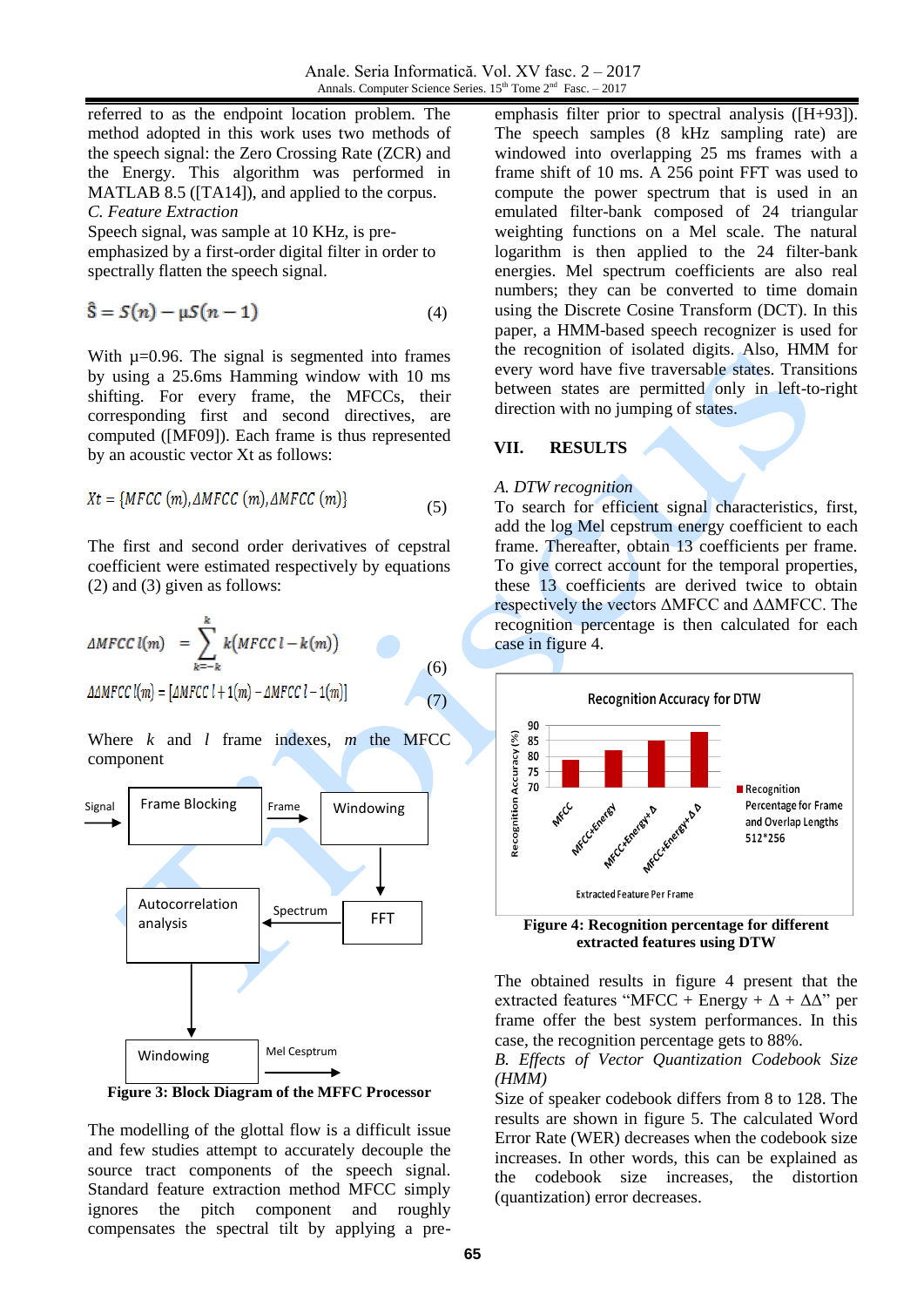referred to as the endpoint location problem. The method adopted in this work uses two methods of the speech signal: the Zero Crossing Rate (ZCR) and the Energy. This algorithm was performed in MATLAB 8.5 ([TA14]), and applied to the corpus.

*C. Feature Extraction*

Speech signal, was sample at 10 KHz, is pre-emphasized by a first-order digital filter in order to spectrally flatten the speech signal.

$$\hat{S} = S(n) - \mu S(n-1) \tag{4}$$

With µ=0.96. The signal is segmented into frames by using a 25.6ms Hamming window with 10 ms shifting. For every frame, the MFCCs, their corresponding first and second directives, are computed ([MF09]). Each frame is thus represented by an acoustic vector Xt as follows:

$$Xt = \{MFCC\,(m), \Delta MFCC\,(m), \Delta MFCC\,(m)\} \tag{5}$$

The first and second order derivatives of cepstral coefficient were estimated respectively by equations (2) and (3) given as follows:

$$\Delta MFCC\,l(m) = \sum_{k=-k}^{k} k(MFCC\,l - k(m)) \tag{6}$$

$$\Delta\Delta MFCC\,l(m) = [\Delta MFCC\,l+1(m) - \Delta MFCC\,l-1(m)] \tag{7}$$

Where $k$ and $l$ frame indexes, $m$ the MFCC component

**Figure 3: Block Diagram of the MFFC Processor**

The modelling of the glottal flow is a difficult issue and few studies attempt to accurately decouple the source tract components of the speech signal. Standard feature extraction method MFCC simply ignores the pitch component and roughly compensates the spectral tilt by applying a pre-emphasis filter prior to spectral analysis ([H+93]). The speech samples (8 kHz sampling rate) are windowed into overlapping 25 ms frames with a frame shift of 10 ms. A 256 point FFT was used to compute the power spectrum that is used in an emulated filter-bank composed of 24 triangular weighting functions on a Mel scale. The natural logarithm is then applied to the 24 filter-bank energies. Mel spectrum coefficients are also real numbers; they can be converted to time domain using the Discrete Cosine Transform (DCT). In this paper, a HMM-based speech recognizer is used for the recognition of isolated digits. Also, HMM for every word have five traversable states. Transitions between states are permitted only in left-to-right direction with no jumping of states.

## VII. RESULTS

*A. DTW recognition*

To search for efficient signal characteristics, first, add the log Mel cepstrum energy coefficient to each frame. Thereafter, obtain 13 coefficients per frame. To give correct account for the temporal properties, these 13 coefficients are derived twice to obtain respectively the vectors ΔMFCC and ΔΔMFCC. The recognition percentage is then calculated for each case in figure 4.

**Figure 4: Recognition percentage for different extracted features using DTW**

The obtained results in figure 4 present that the extracted features "MFCC + Energy + Δ + ΔΔ" per frame offer the best system performances. In this case, the recognition percentage gets to 88%.

*B. Effects of Vector Quantization Codebook Size (HMM)*

Size of speaker codebook differs from 8 to 128. The results are shown in figure 5. The calculated Word Error Rate (WER) decreases when the codebook size increases. In other words, this can be explained as the codebook size increases, the distortion (quantization) error decreases.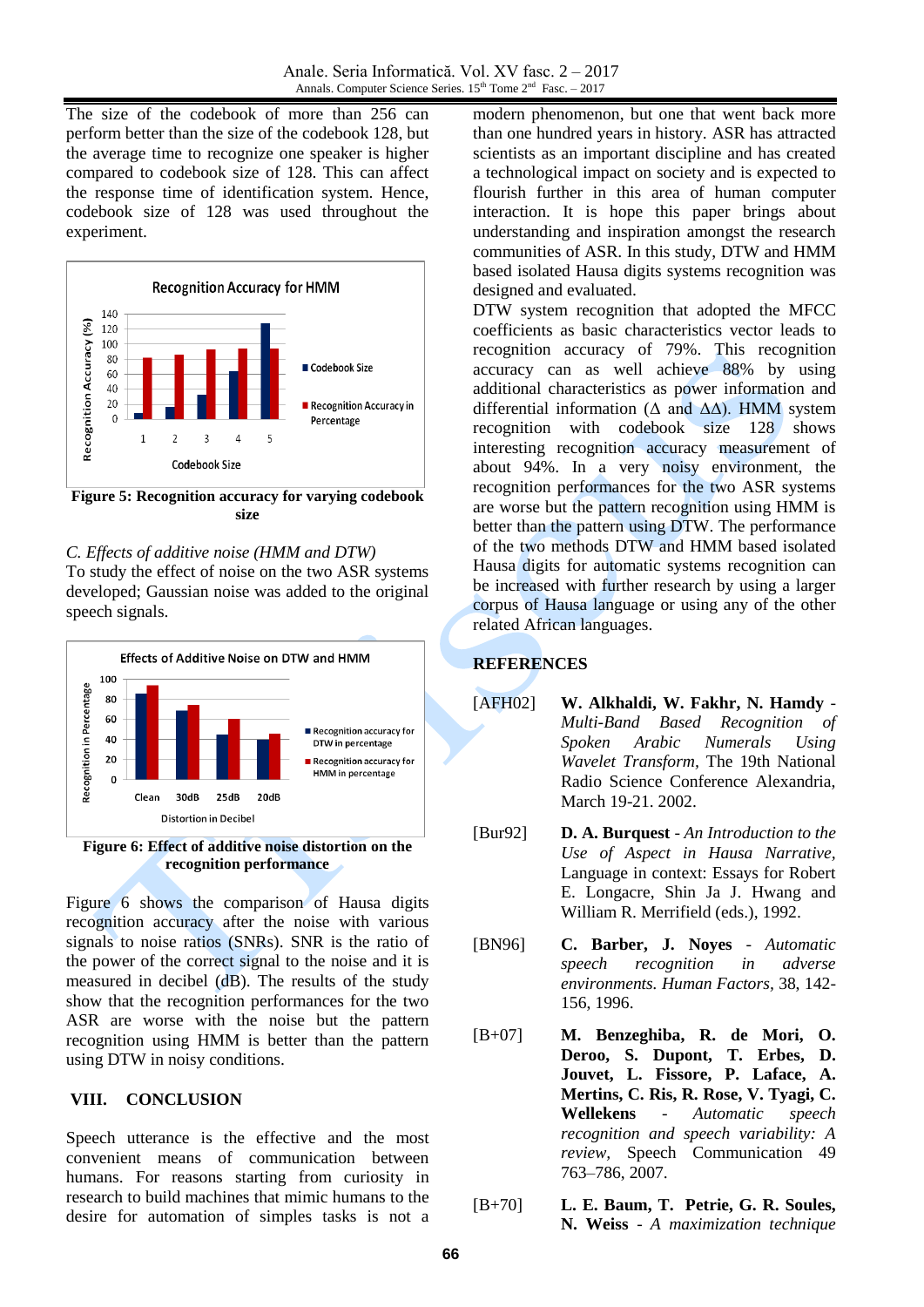The size of the codebook of more than 256 can perform better than the size of the codebook 128, but the average time to recognize one speaker is higher compared to codebook size of 128. This can affect the response time of identification system. Hence, codebook size of 128 was used throughout the experiment.

**Figure 5: Recognition accuracy for varying codebook size**

*C. Effects of additive noise (HMM and DTW)*

To study the effect of noise on the two ASR systems developed; Gaussian noise was added to the original speech signals.

**Figure 6: Effect of additive noise distortion on the recognition performance**

Figure 6 shows the comparison of Hausa digits recognition accuracy after the noise with various signals to noise ratios (SNRs). SNR is the ratio of the power of the correct signal to the noise and it is measured in decibel (dB). The results of the study show that the recognition performances for the two ASR are worse with the noise but the pattern recognition using HMM is better than the pattern using DTW in noisy conditions.

## VIII. CONCLUSION

Speech utterance is the effective and the most convenient means of communication between humans. For reasons starting from curiosity in research to build machines that mimic humans to the desire for automation of simples tasks is not a modern phenomenon, but one that went back more than one hundred years in history. ASR has attracted scientists as an important discipline and has created a technological impact on society and is expected to flourish further in this area of human computer interaction. It is hope this paper brings about understanding and inspiration amongst the research communities of ASR. In this study, DTW and HMM based isolated Hausa digits systems recognition was designed and evaluated.

DTW system recognition that adopted the MFCC coefficients as basic characteristics vector leads to recognition accuracy of 79%. This recognition accuracy can as well achieve 88% by using additional characteristics as power information and differential information ($\Delta$ and $\Delta\Delta$). HMM system recognition with codebook size 128 shows interesting recognition accuracy measurement of about 94%. In a very noisy environment, the recognition performances for the two ASR systems are worse but the pattern recognition using HMM is better than the pattern using DTW. The performance of the two methods DTW and HMM based isolated Hausa digits for automatic systems recognition can be increased with further research by using a larger corpus of Hausa language or using any of the other related African languages.

## REFERENCES

[AFH02] **W. Alkhaldi, W. Fakhr, N. Hamdy** - *Multi-Band Based Recognition of Spoken Arabic Numerals Using Wavelet Transform*, The 19th National Radio Science Conference Alexandria, March 19-21. 2002.

[Bur92] **D. A. Burquest** - *An Introduction to the Use of Aspect in Hausa Narrative*, Language in context: Essays for Robert E. Longacre, Shin Ja J. Hwang and William R. Merrifield (eds.), 1992.

[BN96] **C. Barber, J. Noyes** - *Automatic speech recognition in adverse environments. Human Factors*, 38, 142-156, 1996.

[B+07] **M. Benzeghiba, R. de Mori, O. Deroo, S. Dupont, T. Erbes, D. Jouvet, L. Fissore, P. Laface, A. Mertins, C. Ris, R. Rose, V. Tyagi, C. Wellekens** - *Automatic speech recognition and speech variability: A review*, Speech Communication 49 763–786, 2007.

[B+70] **L. E. Baum, T. Petrie, G. R. Soules, N. Weiss** - *A maximization technique*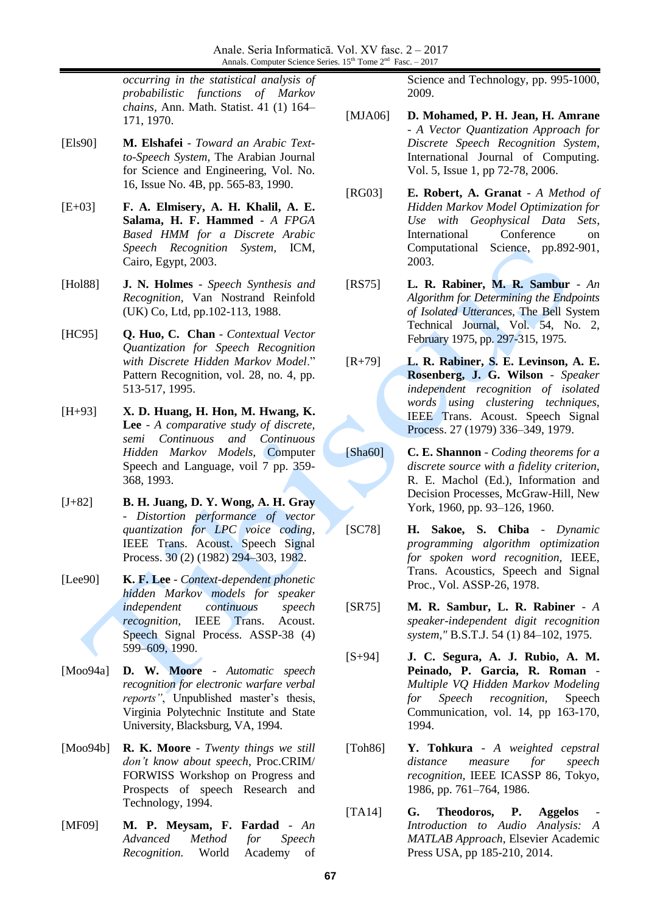*occurring in the statistical analysis of probabilistic functions of Markov chains*, Ann. Math. Statist. 41 (1) 164–171, 1970.

[Els90] **M. Elshafei** - *Toward an Arabic Text-to-Speech System,* The Arabian Journal for Science and Engineering, Vol. No. 16, Issue No. 4B, pp. 565-83, 1990.

[E+03] **F. A. Elmisery, A. H. Khalil, A. E. Salama, H. F. Hammed** - *A FPGA Based HMM for a Discrete Arabic Speech Recognition System,* ICM, Cairo, Egypt, 2003.

[Hol88] **J. N. Holmes** - *Speech Synthesis and Recognition,* Van Nostrand Reinfold (UK) Co, Ltd, pp.102-113, 1988.

[HC95] **Q. Huo, C. Chan** - *Contextual Vector Quantization for Speech Recognition with Discrete Hidden Markov Model*." Pattern Recognition, vol. 28, no. 4, pp. 513-517, 1995.

[H+93] **X. D. Huang, H. Hon, M. Hwang, K. Lee** - *A comparative study of discrete, semi Continuous and Continuous Hidden Markov Models,* Computer Speech and Language, voil 7 pp. 359-368, 1993.

[J+82] **B. H. Juang, D. Y. Wong, A. H. Gray** - *Distortion performance of vector quantization for LPC voice coding,* IEEE Trans. Acoust. Speech Signal Process. 30 (2) (1982) 294–303, 1982.

[Lee90] **K. F. Lee** - *Context-dependent phonetic hidden Markov models for speaker independent continuous speech recognition,* IEEE Trans. Acoust. Speech Signal Process. ASSP-38 (4) 599–609, 1990.

[Moo94a] **D. W. Moore** - *Automatic speech recognition for electronic warfare verbal reports"*, Unpublished master's thesis, Virginia Polytechnic Institute and State University, Blacksburg, VA, 1994.

[Moo94b] **R. K. Moore** - *Twenty things we still don't know about speech*, Proc.CRIM/ FORWISS Workshop on Progress and Prospects of speech Research and Technology, 1994.

[MF09] **M. P. Meysam, F. Fardad** - *An Advanced Method for Speech Recognition.* World Academy of Science and Technology, pp. 995-1000, 2009.

[MJA06] **D. Mohamed, P. H. Jean, H. Amrane** - *A Vector Quantization Approach for Discrete Speech Recognition System*, International Journal of Computing. Vol. 5, Issue 1, pp 72-78, 2006.

[RG03] **E. Robert, A. Granat** - *A Method of Hidden Markov Model Optimization for Use with Geophysical Data Sets*, International Conference on Computational Science, pp.892-901, 2003.

[RS75] **L. R. Rabiner, M. R. Sambur** - *An Algorithm for Determining the Endpoints of Isolated Utterances*, The Bell System Technical Journal, Vol. 54, No. 2, February 1975, pp. 297-315, 1975.

[R+79] **L. R. Rabiner, S. E. Levinson, A. E. Rosenberg, J. G. Wilson** - *Speaker independent recognition of isolated words using clustering techniques,* IEEE Trans. Acoust. Speech Signal Process. 27 (1979) 336–349, 1979.

[Sha60] **C. E. Shannon** - *Coding theorems for a discrete source with a fidelity criterion,* R. E. Machol (Ed.), Information and Decision Processes, McGraw-Hill, New York, 1960, pp. 93–126, 1960.

[SC78] **H. Sakoe, S. Chiba** - *Dynamic programming algorithm optimization for spoken word recognition,* IEEE, Trans. Acoustics, Speech and Signal Proc., Vol. ASSP-26, 1978.

[SR75] **M. R. Sambur, L. R. Rabiner** - *A speaker-independent digit recognition system,"* B.S.T.J. 54 (1) 84–102, 1975.

[S+94] **J. C. Segura, A. J. Rubio, A. M. Peinado, P. Garcia, R. Roman** - *Multiple VQ Hidden Markov Modeling for Speech recognition,* Speech Communication, vol. 14, pp 163-170, 1994.

[Toh86] **Y. Tohkura** - *A weighted cepstral distance measure for speech recognition,* IEEE ICASSP 86, Tokyo, 1986, pp. 761–764, 1986.

[TA14] **G. Theodoros, P. Aggelos** - *Introduction to Audio Analysis: A MATLAB Approach*, Elsevier Academic Press USA, pp 185-210, 2014.